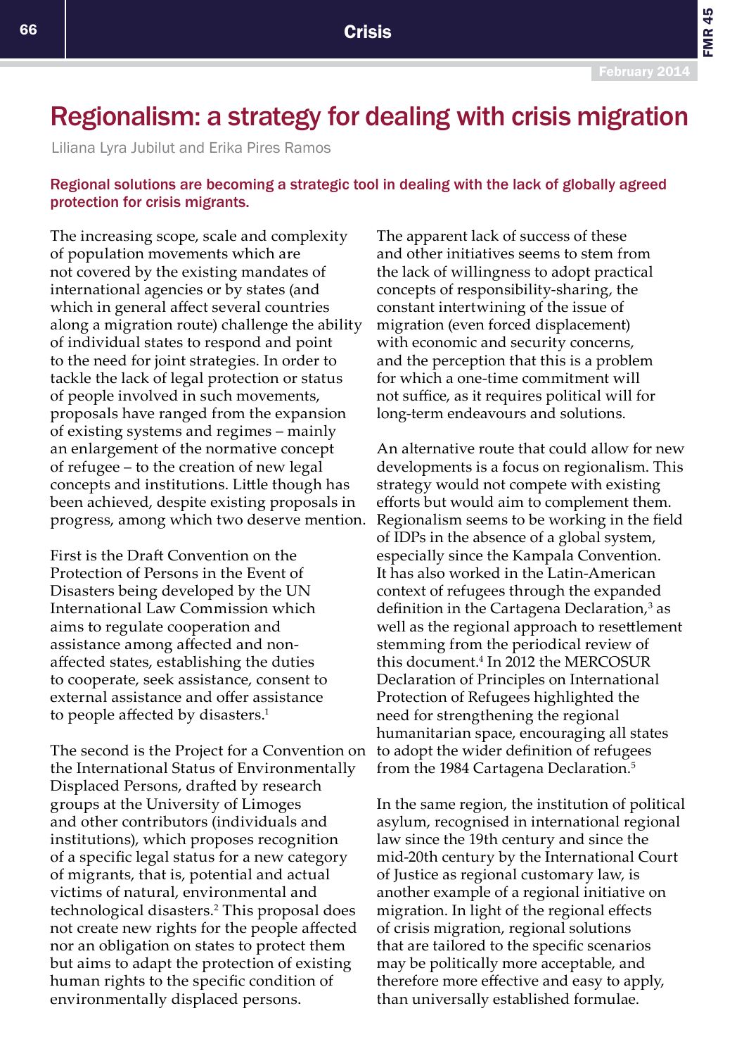# Regionalism: a strategy for dealing with crisis migration

Liliana Lyra Jubilut and Erika Pires Ramos

**Regional solutions are becoming a strategic tool in dealing with the lack of globally agreed protection for crisis migrants.**

The increasing scope, scale and complexity of population movements which are not covered by the existing mandates of international agencies or by states (and which in general affect several countries along a migration route) challenge the ability of individual states to respond and point to the need for joint strategies. In order to tackle the lack of legal protection or status of people involved in such movements, proposals have ranged from the expansion of existing systems and regimes – mainly an enlargement of the normative concept of refugee – to the creation of new legal concepts and institutions. Little though has been achieved, despite existing proposals in progress, among which two deserve mention.

First is the Draft Convention on the Protection of Persons in the Event of Disasters being developed by the UN International Law Commission which aims to regulate cooperation and assistance among affected and non-affected states, establishing the duties to cooperate, seek assistance, consent to external assistance and offer assistance to people affected by disasters.[1]

The second is the Project for a Convention on the International Status of Environmentally Displaced Persons, drafted by research groups at the University of Limoges and other contributors (individuals and institutions), which proposes recognition of a specific legal status for a new category of migrants, that is, potential and actual victims of natural, environmental and technological disasters.[2] This proposal does not create new rights for the people affected nor an obligation on states to protect them but aims to adapt the protection of existing human rights to the specific condition of environmentally displaced persons.

The apparent lack of success of these and other initiatives seems to stem from the lack of willingness to adopt practical concepts of responsibility-sharing, the constant intertwining of the issue of migration (even forced displacement) with economic and security concerns, and the perception that this is a problem for which a one-time commitment will not suffice, as it requires political will for long-term endeavours and solutions.

An alternative route that could allow for new developments is a focus on regionalism. This strategy would not compete with existing efforts but would aim to complement them. Regionalism seems to be working in the field of IDPs in the absence of a global system, especially since the Kampala Convention. It has also worked in the Latin-American context of refugees through the expanded definition in the Cartagena Declaration,[3] as well as the regional approach to resettlement stemming from the periodical review of this document.[4] In 2012 the MERCOSUR Declaration of Principles on International Protection of Refugees highlighted the need for strengthening the regional humanitarian space, encouraging all states to adopt the wider definition of refugees from the 1984 Cartagena Declaration.[5]

In the same region, the institution of political asylum, recognised in international regional law since the 19th century and since the mid-20th century by the International Court of Justice as regional customary law, is another example of a regional initiative on migration. In light of the regional effects of crisis migration, regional solutions that are tailored to the specific scenarios may be politically more acceptable, and therefore more effective and easy to apply, than universally established formulae.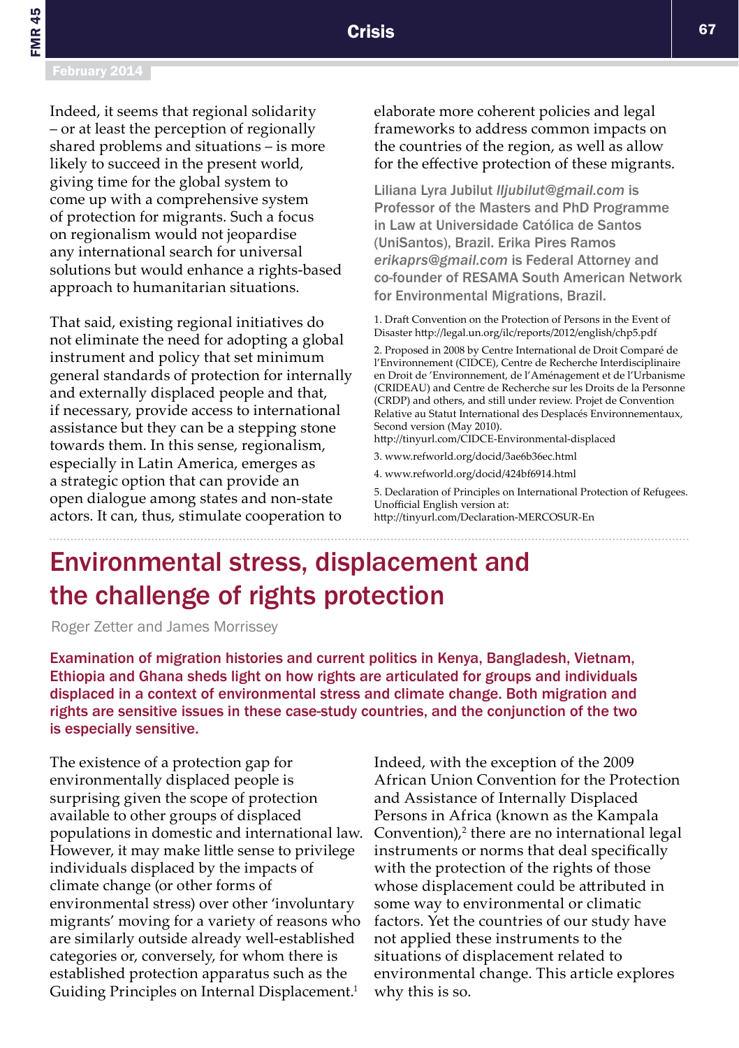Indeed, it seems that regional solidarity – or at least the perception of regionally shared problems and situations – is more likely to succeed in the present world, giving time for the global system to come up with a comprehensive system of protection for migrants. Such a focus on regionalism would not jeopardise any international search for universal solutions but would enhance a rights-based approach to humanitarian situations.

That said, existing regional initiatives do not eliminate the need for adopting a global instrument and policy that set minimum general standards of protection for internally and externally displaced people and that, if necessary, provide access to international assistance but they can be a stepping stone towards them. In this sense, regionalism, especially in Latin America, emerges as a strategic option that can provide an open dialogue among states and non-state actors. It can, thus, stimulate cooperation to elaborate more coherent policies and legal frameworks to address common impacts on the countries of the region, as well as allow for the effective protection of these migrants.

Liliana Lyra Jubilut *lljubilut@gmail.com* is Professor of the Masters and PhD Programme in Law at Universidade Católica de Santos (UniSantos), Brazil. Erika Pires Ramos *erikaprs@gmail.com* is Federal Attorney and co-founder of RESAMA South American Network for Environmental Migrations, Brazil.

1. Draft Convention on the Protection of Persons in the Event of Disaster http://legal.un.org/ilc/reports/2012/english/chp5.pdf

2. Proposed in 2008 by Centre International de Droit Comparé de l'Environnement (CIDCE), Centre de Recherche Interdisciplinaire en Droit de 'Environnement, de l'Aménagement et de l'Urbanisme (CRIDEAU) and Centre de Recherche sur les Droits de la Personne (CRDP) and others, and still under review. Projet de Convention Relative au Statut International des Desplacés Environnementaux, Second version (May 2010). http://tinyurl.com/CIDCE-Environmental-displaced

3. www.refworld.org/docid/3ae6b36ec.html

4. www.refworld.org/docid/424bf6914.html

5. Declaration of Principles on International Protection of Refugees. Unofficial English version at: http://tinyurl.com/Declaration-MERCOSUR-En

# Environmental stress, displacement and the challenge of rights protection

Roger Zetter and James Morrissey

**Examination of migration histories and current politics in Kenya, Bangladesh, Vietnam, Ethiopia and Ghana sheds light on how rights are articulated for groups and individuals displaced in a context of environmental stress and climate change. Both migration and rights are sensitive issues in these case-study countries, and the conjunction of the two is especially sensitive.**

The existence of a protection gap for environmentally displaced people is surprising given the scope of protection available to other groups of displaced populations in domestic and international law. However, it may make little sense to privilege individuals displaced by the impacts of climate change (or other forms of environmental stress) over other 'involuntary migrants' moving for a variety of reasons who are similarly outside already well-established categories or, conversely, for whom there is established protection apparatus such as the Guiding Principles on Internal Displacement.[1] Indeed, with the exception of the 2009 African Union Convention for the Protection and Assistance of Internally Displaced Persons in Africa (known as the Kampala Convention),[2] there are no international legal instruments or norms that deal specifically with the protection of the rights of those whose displacement could be attributed in some way to environmental or climatic factors. Yet the countries of our study have not applied these instruments to the situations of displacement related to environmental change. This article explores why this is so.